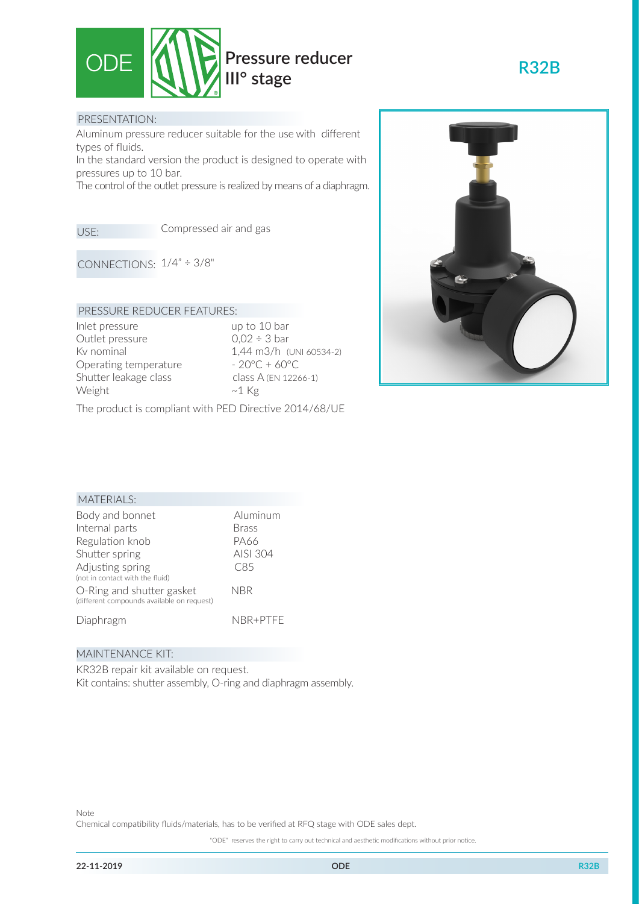# ODE Pressure reducer III° stage

## R32B

### PRESENTATION:

Aluminum pressure reducer suitable for the use with different types of fluids.

In the standard version the product is designed to operate with pressures up to 10 bar.

The control of the outlet pressure is realized by means of a diaphragm.

**USE:** Compressed air and gas

**CONNECTIONS:** 1/4" ÷ 3/8"

### PRESSURE REDUCER FEATURES:

| | |
|---|---|
| Inlet pressure | up to 10 bar |
| Outlet pressure | 0,02 ÷ 3 bar |
| Kv nominal | 1,44 m3/h (UNI 60534-2) |
| Operating temperature | - 20°C + 60°C |
| Shutter leakage class | class A (EN 12266-1) |
| Weight | ~1 Kg |

The product is compliant with PED Directive 2014/68/UE

### MATERIALS:

| | |
|---|---|
| Body and bonnet | Aluminum |
| Internal parts | Brass |
| Regulation knob | PA66 |
| Shutter spring | AISI 304 |
| Adjusting spring (not in contact with the fluid) | C85 |
| O-Ring and shutter gasket (different compounds available on request) | NBR |
| Diaphragm | NBR+PTFE |

### MAINTENANCE KIT:

KR32B repair kit available on request.
Kit contains: shutter assembly, O-ring and diaphragm assembly.

Note
Chemical compatibility fluids/materials, has to be verified at RFQ stage with ODE sales dept.

"ODE" reserves the right to carry out technical and aesthetic modifications without prior notice.

22-11-2019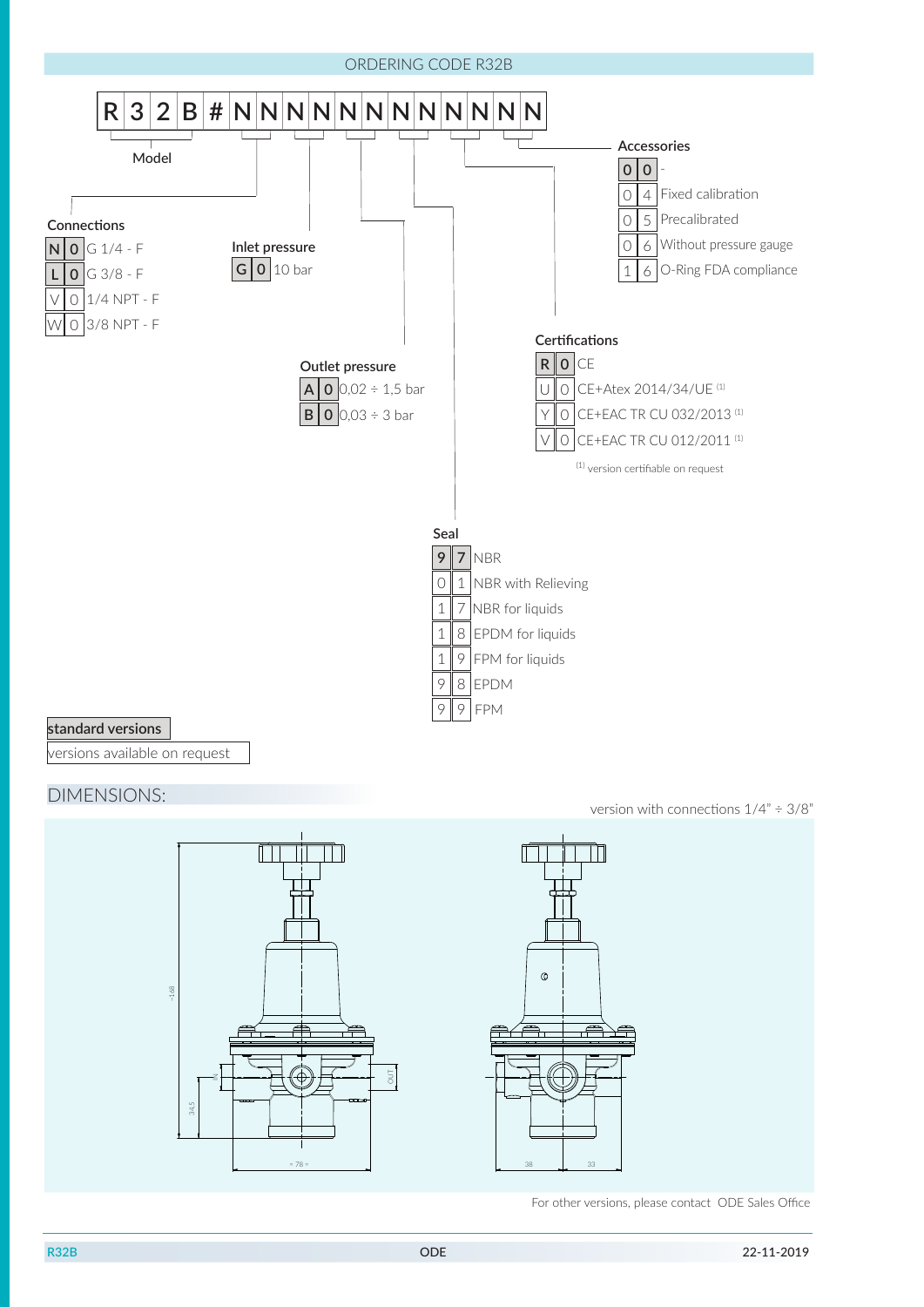## ORDERING CODE R32B

R 3 2 B # N N N N N N N N N N N N

**Model**

### Connections

| | | |
|---|---|---|
| **N** | **0** | G 1/4 - F |
| **L** | **0** | G 3/8 - F |
| V | 0 | 1/4 NPT - F |
| W | 0 | 3/8 NPT - F |

### Inlet pressure

| | | |
|---|---|---|
| **G** | **0** | 10 bar |

### Outlet pressure

| | | |
|---|---|---|
| **A** | **0** | 0,02 ÷ 1,5 bar |
| **B** | **0** | 0,03 ÷ 3 bar |

### Seal

| | | |
|---|---|---|
| **9** | **7** | NBR |
| 0 | 1 | NBR with Relieving |
| 1 | 7 | NBR for liquids |
| 1 | 8 | EPDM for liquids |
| 1 | 9 | FPM for liquids |
| 9 | 8 | EPDM |
| 9 | 9 | FPM |

### Certifications

| | | |
|---|---|---|
| **R** | **0** | CE |
| U | 0 | CE+Atex 2014/34/UE [1] |
| Y | 0 | CE+EAC TR CU 032/2013 [1] |
| V | 0 | CE+EAC TR CU 012/2011 [1] |

[1] version certifiable on request

### Accessories

| | | |
|---|---|---|
| **0** | **0** | - |
| 0 | 4 | Fixed calibration |
| 0 | 5 | Precalibrated |
| 0 | 6 | Without pressure gauge |
| 1 | 6 | O-Ring FDA compliance |

**standard versions**

versions available on request

## DIMENSIONS:

version with connections 1/4" ÷ 3/8"

~168
34,5
IN
OUT
≈ 78 ≈
38
33

For other versions, please contact ODE Sales Office